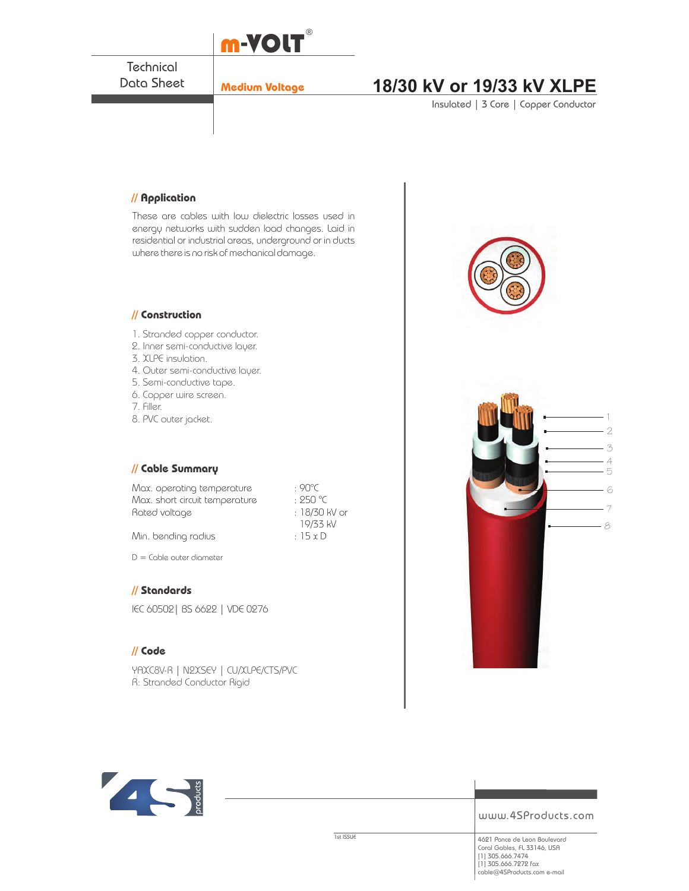m-VOLT®

Technical Data Sheet

Medium Voltage

# 18/30 kV or 19/33 kV XLPE

Insulated | 3 Core | Copper Conductor

## // Application

These are cables with low dielectric losses used in energy networks with sudden load changes. Laid in residential or industrial areas, underground or in ducts where there is no risk of mechanical damage.

## // Construction

1. Stranded copper conductor.
2. Inner semi-conductive layer.
3. XLPE insulation.
4. Outer semi-conductive layer.
5. Semi-conductive tape.
6. Copper wire screen.
7. Filler.
8. PVC outer jacket.

## // Cable Summary

| | |
|---|---|
| Max. operating temperature | : 90°C |
| Max. short circuit temperature | : 250 °C |
| Rated voltage | : 18/30 kV or 19/33 kV |
| Min. bending radius | : 15 x D |

D = Cable outer diameter

## // Standards

IEC 60502| BS 6622 | VDE 0276

## // Code

YAXC8V-R | N2XSEY | CU/XLPE/CTS/PVC
R: Stranded Conductor Rigid

1st ISSUE

www.4SProducts.com

4621 Ponce de Leon Boulevard
Coral Gables, FL 33146, USA
[1] 305.666.7474
[1] 305.666.7272 fax
cable@4SProducts.com e-mail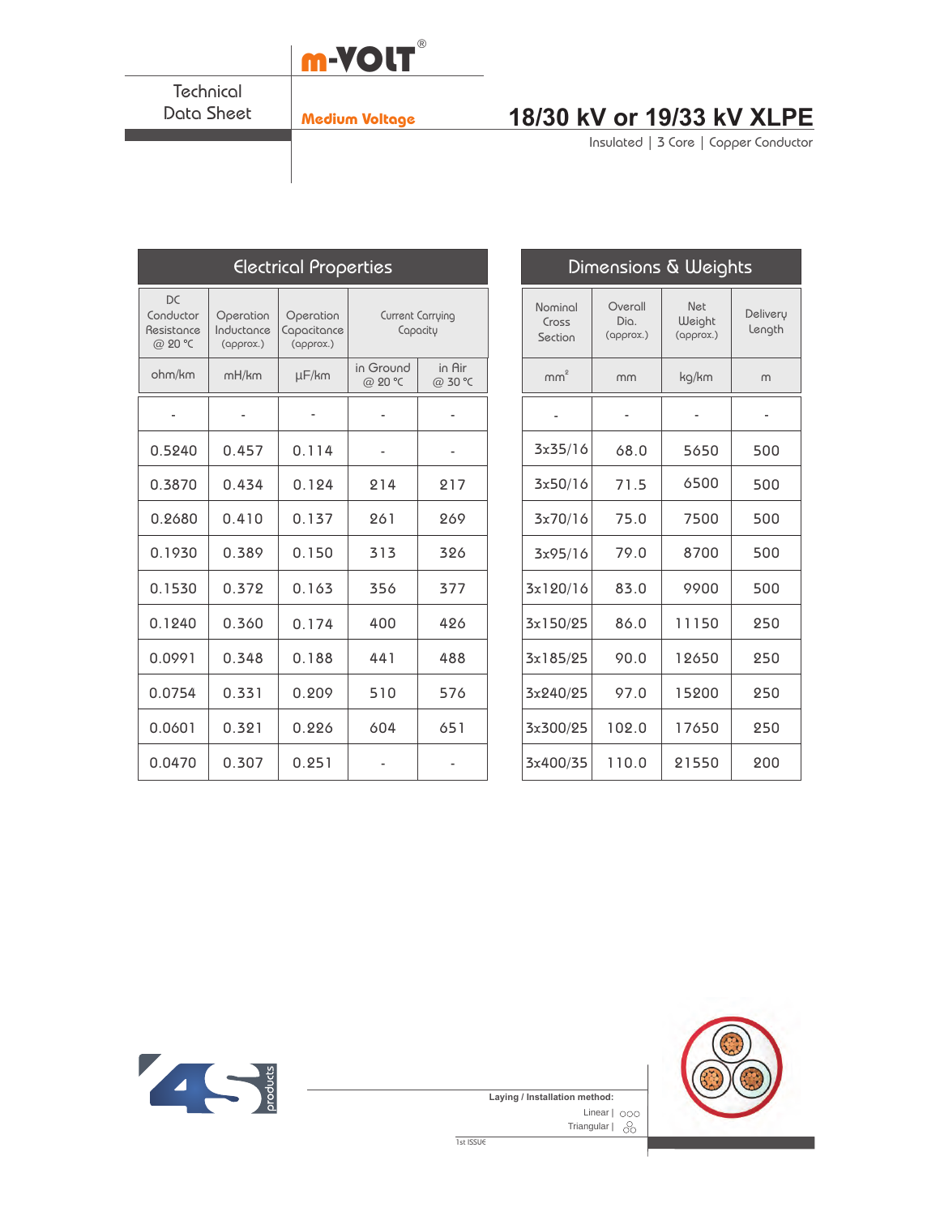Technical Data Sheet

m-VOLT®

**Medium Voltage**

# 18/30 kV or 19/33 kV XLPE

Insulated | 3 Core | Copper Conductor

## Electrical Properties

| DC Conductor Resistance @ 20 °C | Operation Inductance (approx.) | Operation Capacitance (approx.) | Current Carrying Capacity | |
|---|---|---|---|---|
| ohm/km | mH/km | µF/km | in Ground @ 20 °C | in Air @ 30 °C |
| - | - | - | - | - |
| 0.5240 | 0.457 | 0.114 | - | - |
| 0.3870 | 0.434 | 0.124 | 214 | 217 |
| 0.2680 | 0.410 | 0.137 | 261 | 269 |
| 0.1930 | 0.389 | 0.150 | 313 | 326 |
| 0.1530 | 0.372 | 0.163 | 356 | 377 |
| 0.1240 | 0.360 | 0.174 | 400 | 426 |
| 0.0991 | 0.348 | 0.188 | 441 | 488 |
| 0.0754 | 0.331 | 0.209 | 510 | 576 |
| 0.0601 | 0.321 | 0.226 | 604 | 651 |
| 0.0470 | 0.307 | 0.251 | - | - |

## Dimensions & Weights

| Nominal Cross Section | Overall Dia. (approx.) | Net Weight (approx.) | Delivery Length |
|---|---|---|---|
| $mm^2$ | mm | kg/km | m |
| - | - | - | - |
| 3x35/16 | 68.0 | 5650 | 500 |
| 3x50/16 | 71.5 | 6500 | 500 |
| 3x70/16 | 75.0 | 7500 | 500 |
| 3x95/16 | 79.0 | 8700 | 500 |
| 3x120/16 | 83.0 | 9900 | 500 |
| 3x150/25 | 86.0 | 11150 | 250 |
| 3x185/25 | 90.0 | 12650 | 250 |
| 3x240/25 | 97.0 | 15200 | 250 |
| 3x300/25 | 102.0 | 17650 | 250 |
| 3x400/35 | 110.0 | 21550 | 200 |

4S products

**Laying / Installation method:**

Linear | ooo

Triangular |

1st ISSUE